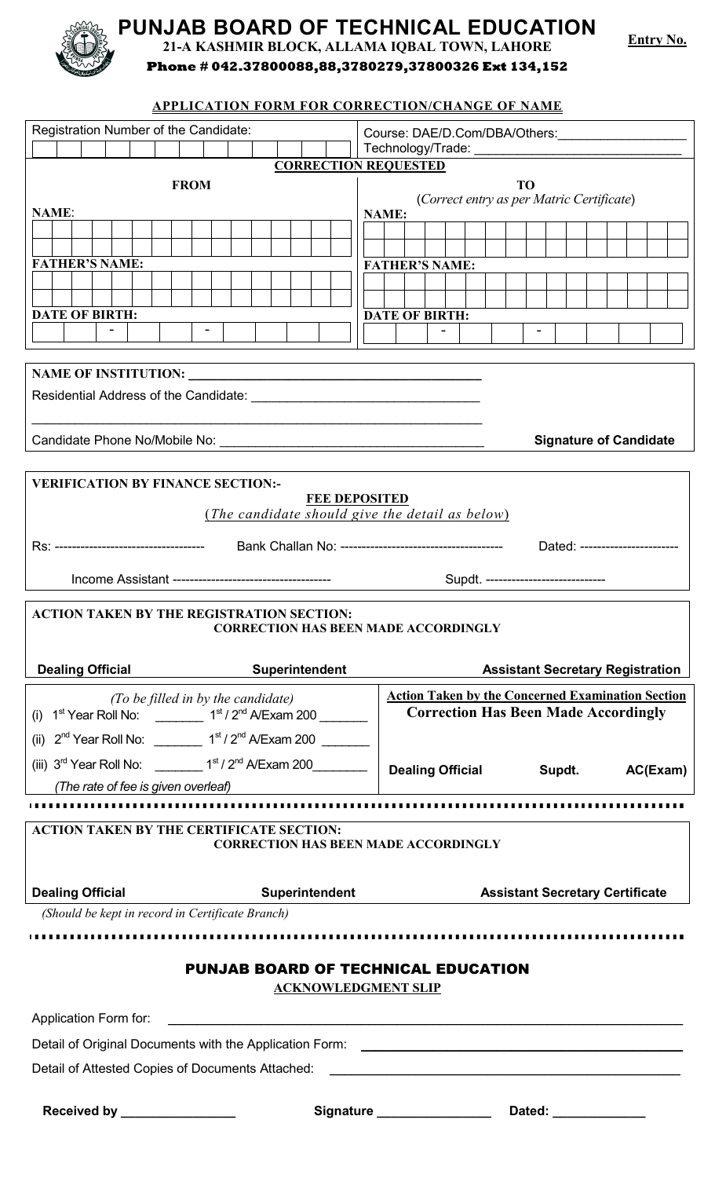# PUNJAB BOARD OF TECHNICAL EDUCATION

**21-A KASHMIR BLOCK, ALLAMA IQBAL TOWN, LAHORE**

**Phone # 042.37800088,88,3780279,37800326 Ext 134,152**

**Entry No.**

## APPLICATION FORM FOR CORRECTION/CHANGE OF NAME

| Registration Number of the Candidate: | Course: DAE/D.Com/DBA/Others:__________________ Technology/Trade: ______________________________ |
|---|---|

**CORRECTION REQUESTED**

| FROM | TO (*Correct entry as per Matric Certificate*) |
|---|---|
| **NAME**: | **NAME:** |
| **FATHER'S NAME:** | **FATHER'S NAME:** |
| **DATE OF BIRTH:** - - | **DATE OF BIRTH:** - - |

**NAME OF INSTITUTION:** ________________________________________

Residential Address of the Candidate: ________________________________

________________________________________________________________

Candidate Phone No/Mobile No: ____________________________________ **Signature of Candidate**

**VERIFICATION BY FINANCE SECTION:-**

**FEE DEPOSITED**

(*The candidate should give the detail as below*)

Rs: ----------------------------------- Bank Challan No: ------------------------------------- Dated: -----------------------

Income Assistant ------------------------------------ Supdt. ----------------------------

**ACTION TAKEN BY THE REGISTRATION SECTION:**

**CORRECTION HAS BEEN MADE ACCORDINGLY**

**Dealing Official** **Superintendent** **Assistant Secretary Registration**

*(To be filled in by the candidate)*

(i) 1st Year Roll No: _______ 1st / 2nd A/Exam 200 _______

(ii) 2nd Year Roll No: _______ 1st / 2nd A/Exam 200 _______

(iii) 3rd Year Roll No: _______ 1st / 2nd A/Exam 200________

*(The rate of fee is given overleaf)*

**Action Taken by the Concerned Examination Section**

**Correction Has Been Made Accordingly**

**Dealing Official** **Supdt.** **AC(Exam)**

**ACTION TAKEN BY THE CERTIFICATE SECTION:**

**CORRECTION HAS BEEN MADE ACCORDINGLY**

**Dealing Official** **Superintendent** **Assistant Secretary Certificate**

*(Should be kept in record in Certificate Branch)*

## PUNJAB BOARD OF TECHNICAL EDUCATION

**ACKNOWLEDGMENT SLIP**

Application Form for: ____________________________________________

Detail of Original Documents with the Application Form: ____________________________

Detail of Attested Copies of Documents Attached: ____________________________

**Received by** ________________ **Signature** ________________ **Dated:** _____________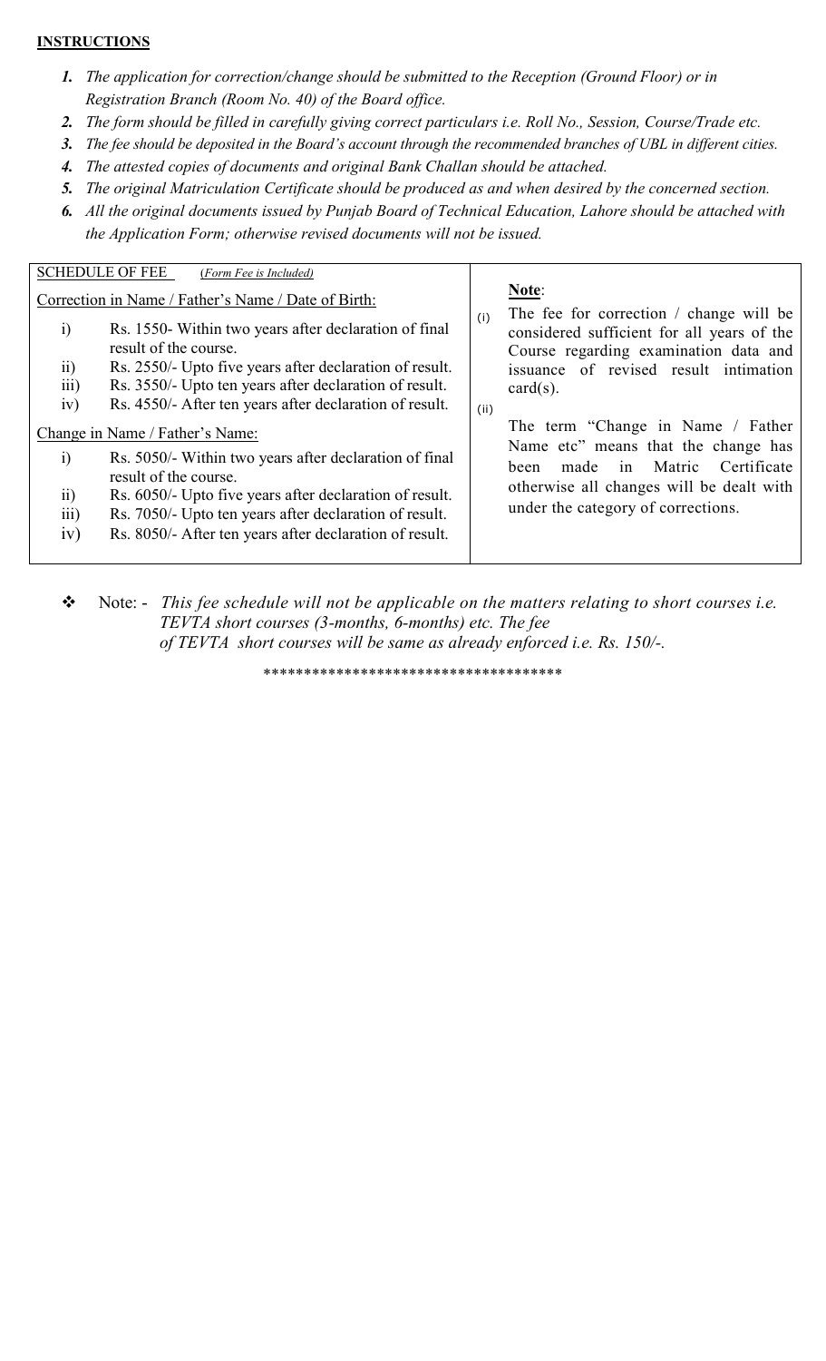**INSTRUCTIONS**

1. *The application for correction/change should be submitted to the Reception (Ground Floor) or in Registration Branch (Room No. 40) of the Board office.*
2. *The form should be filled in carefully giving correct particulars i.e. Roll No., Session, Course/Trade etc.*
3. *The fee should be deposited in the Board's account through the recommended branches of UBL in different cities.*
4. *The attested copies of documents and original Bank Challan should be attached.*
5. *The original Matriculation Certificate should be produced as and when desired by the concerned section.*
6. *All the original documents issued by Punjab Board of Technical Education, Lahore should be attached with the Application Form; otherwise revised documents will not be issued.*

SCHEDULE OF FEE (*Form Fee is Included*)

Correction in Name / Father's Name / Date of Birth:

- i) Rs. 1550- Within two years after declaration of final result of the course.
- ii) Rs. 2550/- Upto five years after declaration of result.
- iii) Rs. 3550/- Upto ten years after declaration of result.
- iv) Rs. 4550/- After ten years after declaration of result.

Change in Name / Father's Name:

- i) Rs. 5050/- Within two years after declaration of final result of the course.
- ii) Rs. 6050/- Upto five years after declaration of result.
- iii) Rs. 7050/- Upto ten years after declaration of result.
- iv) Rs. 8050/- After ten years after declaration of result.

**Note**:

(i) The fee for correction / change will be considered sufficient for all years of the Course regarding examination data and issuance of revised result intimation card(s).

(ii) The term "Change in Name / Father Name etc" means that the change has been made in Matric Certificate otherwise all changes will be dealt with under the category of corrections.

❖ Note: - *This fee schedule will not be applicable on the matters relating to short courses i.e. TEVTA short courses (3-months, 6-months) etc. The fee of TEVTA short courses will be same as already enforced i.e. Rs. 150/-.*

************************************